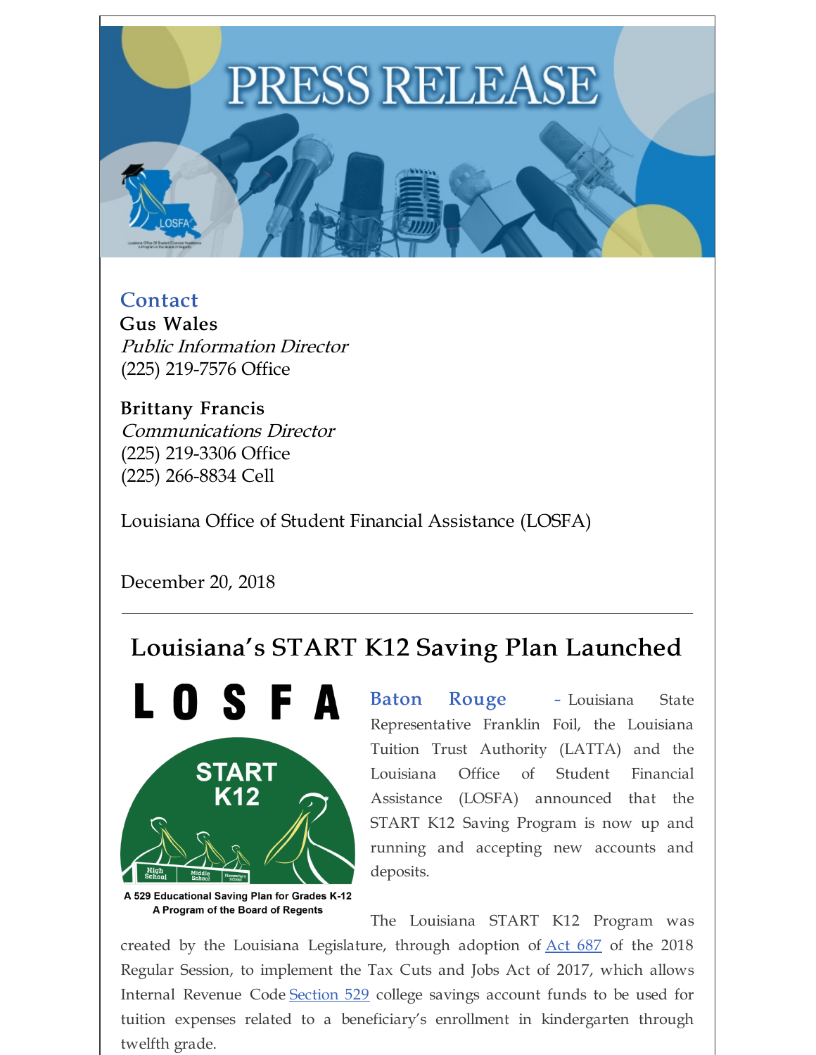# PRESS RELEASE

## Contact

**Gus Wales**
*Public Information Director*
(225) 219-7576 Office

**Brittany Francis**
*Communications Director*
(225) 219-3306 Office
(225) 266-8834 Cell

Louisiana Office of Student Financial Assistance (LOSFA)

December 20, 2018

---

## Louisiana's START K12 Saving Plan Launched

LOSFA

START K12

A 529 Educational Saving Plan for Grades K-12
A Program of the Board of Regents

**Baton Rouge** - Louisiana State Representative Franklin Foil, the Louisiana Tuition Trust Authority (LATTA) and the Louisiana Office of Student Financial Assistance (LOSFA) announced that the START K12 Saving Program is now up and running and accepting new accounts and deposits.

The Louisiana START K12 Program was created by the Louisiana Legislature, through adoption of [Act 687](#) of the 2018 Regular Session, to implement the Tax Cuts and Jobs Act of 2017, which allows Internal Revenue Code [Section 529](#) college savings account funds to be used for tuition expenses related to a beneficiary's enrollment in kindergarten through twelfth grade.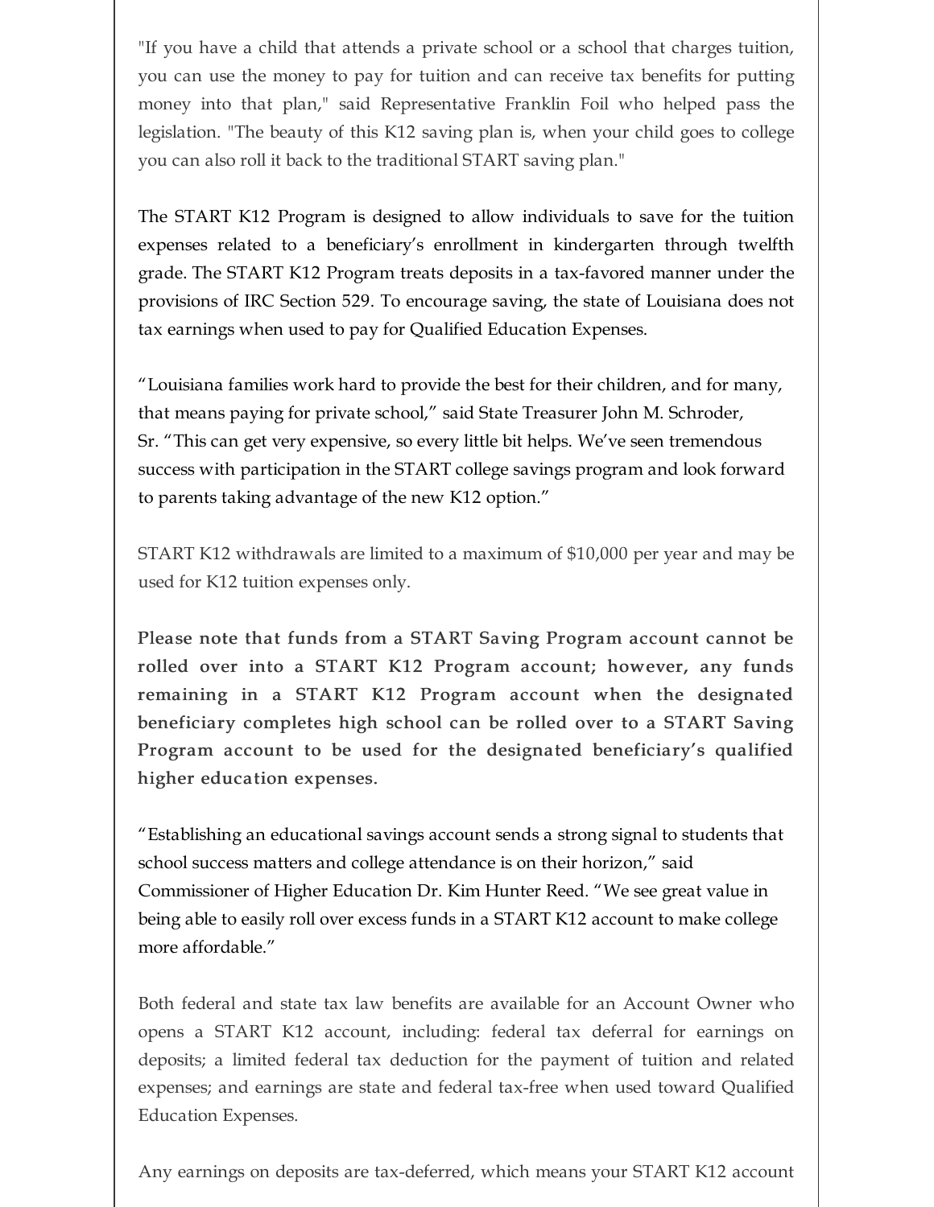"If you have a child that attends a private school or a school that charges tuition, you can use the money to pay for tuition and can receive tax benefits for putting money into that plan," said Representative Franklin Foil who helped pass the legislation. "The beauty of this K12 saving plan is, when your child goes to college you can also roll it back to the traditional START saving plan."

The START K12 Program is designed to allow individuals to save for the tuition expenses related to a beneficiary's enrollment in kindergarten through twelfth grade. The START K12 Program treats deposits in a tax-favored manner under the provisions of IRC Section 529. To encourage saving, the state of Louisiana does not tax earnings when used to pay for Qualified Education Expenses.

"Louisiana families work hard to provide the best for their children, and for many, that means paying for private school," said State Treasurer John M. Schroder, Sr. "This can get very expensive, so every little bit helps. We've seen tremendous success with participation in the START college savings program and look forward to parents taking advantage of the new K12 option."

START K12 withdrawals are limited to a maximum of $10,000 per year and may be used for K12 tuition expenses only.

**Please note that funds from a START Saving Program account cannot be rolled over into a START K12 Program account; however, any funds remaining in a START K12 Program account when the designated beneficiary completes high school can be rolled over to a START Saving Program account to be used for the designated beneficiary's qualified higher education expenses.**

"Establishing an educational savings account sends a strong signal to students that school success matters and college attendance is on their horizon," said Commissioner of Higher Education Dr. Kim Hunter Reed. "We see great value in being able to easily roll over excess funds in a START K12 account to make college more affordable."

Both federal and state tax law benefits are available for an Account Owner who opens a START K12 account, including: federal tax deferral for earnings on deposits; a limited federal tax deduction for the payment of tuition and related expenses; and earnings are state and federal tax-free when used toward Qualified Education Expenses.

Any earnings on deposits are tax-deferred, which means your START K12 account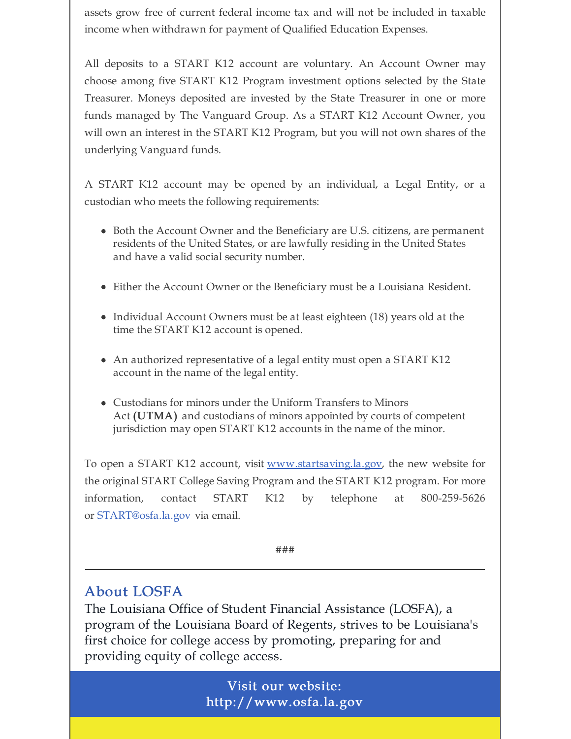assets grow free of current federal income tax and will not be included in taxable income when withdrawn for payment of Qualified Education Expenses.

All deposits to a START K12 account are voluntary. An Account Owner may choose among five START K12 Program investment options selected by the State Treasurer. Moneys deposited are invested by the State Treasurer in one or more funds managed by The Vanguard Group. As a START K12 Account Owner, you will own an interest in the START K12 Program, but you will not own shares of the underlying Vanguard funds.

A START K12 account may be opened by an individual, a Legal Entity, or a custodian who meets the following requirements:

- Both the Account Owner and the Beneficiary are U.S. citizens, are permanent residents of the United States, or are lawfully residing in the United States and have a valid social security number.
- Either the Account Owner or the Beneficiary must be a Louisiana Resident.
- Individual Account Owners must be at least eighteen (18) years old at the time the START K12 account is opened.
- An authorized representative of a legal entity must open a START K12 account in the name of the legal entity.
- Custodians for minors under the Uniform Transfers to Minors Act **(UTMA)** and custodians of minors appointed by courts of competent jurisdiction may open START K12 accounts in the name of the minor.

To open a START K12 account, visit [www.startsaving.la.gov](http://www.startsaving.la.gov), the new website for the original START College Saving Program and the START K12 program. For more information, contact START K12 by telephone at 800-259-5626 or [START@osfa.la.gov](mailto:START@osfa.la.gov) via email.

###

---

## About LOSFA

The Louisiana Office of Student Financial Assistance (LOSFA), a program of the Louisiana Board of Regents, strives to be Louisiana's first choice for college access by promoting, preparing for and providing equity of college access.

**Visit our website: http://www.osfa.la.gov**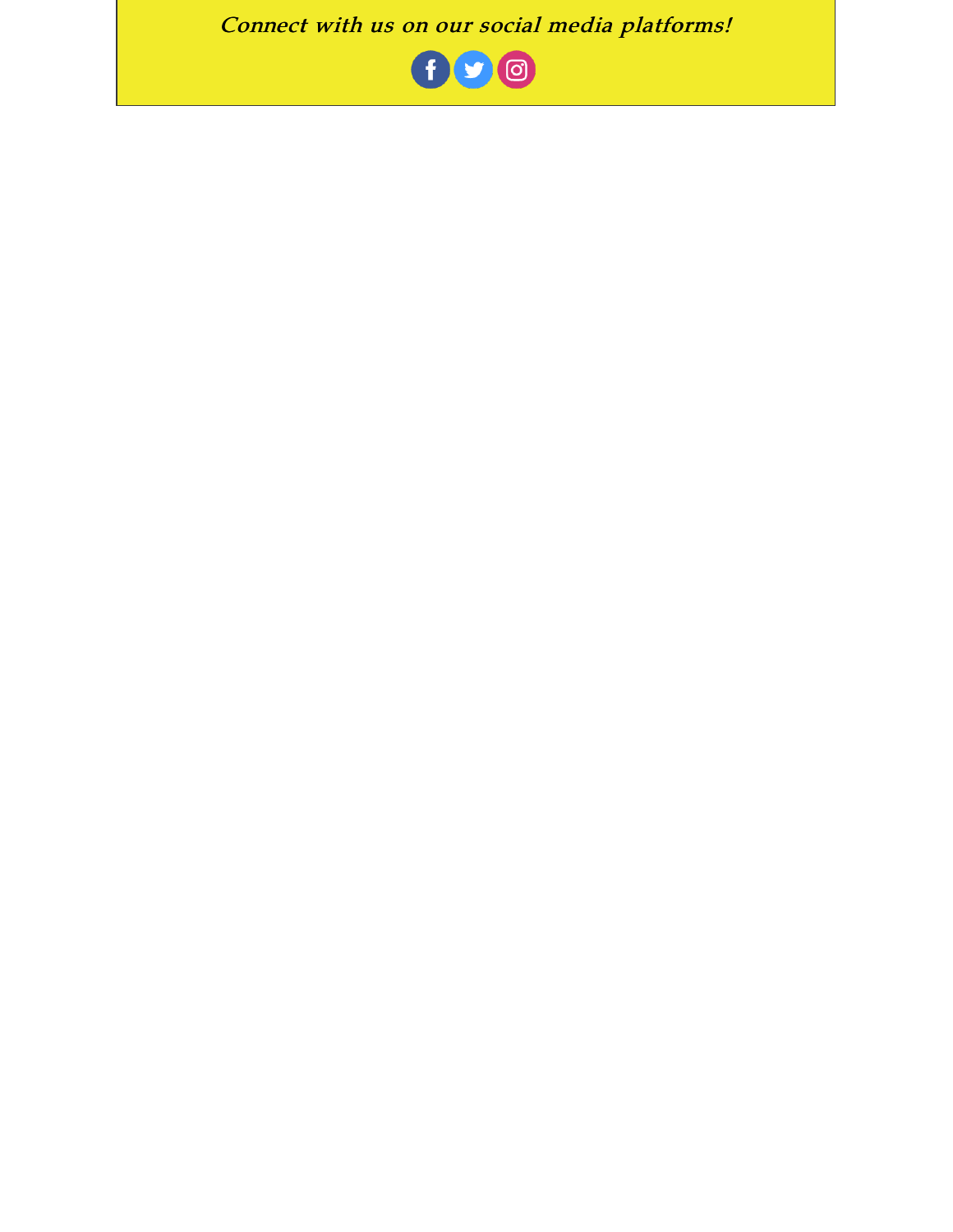*Connect with us on our social media platforms!*